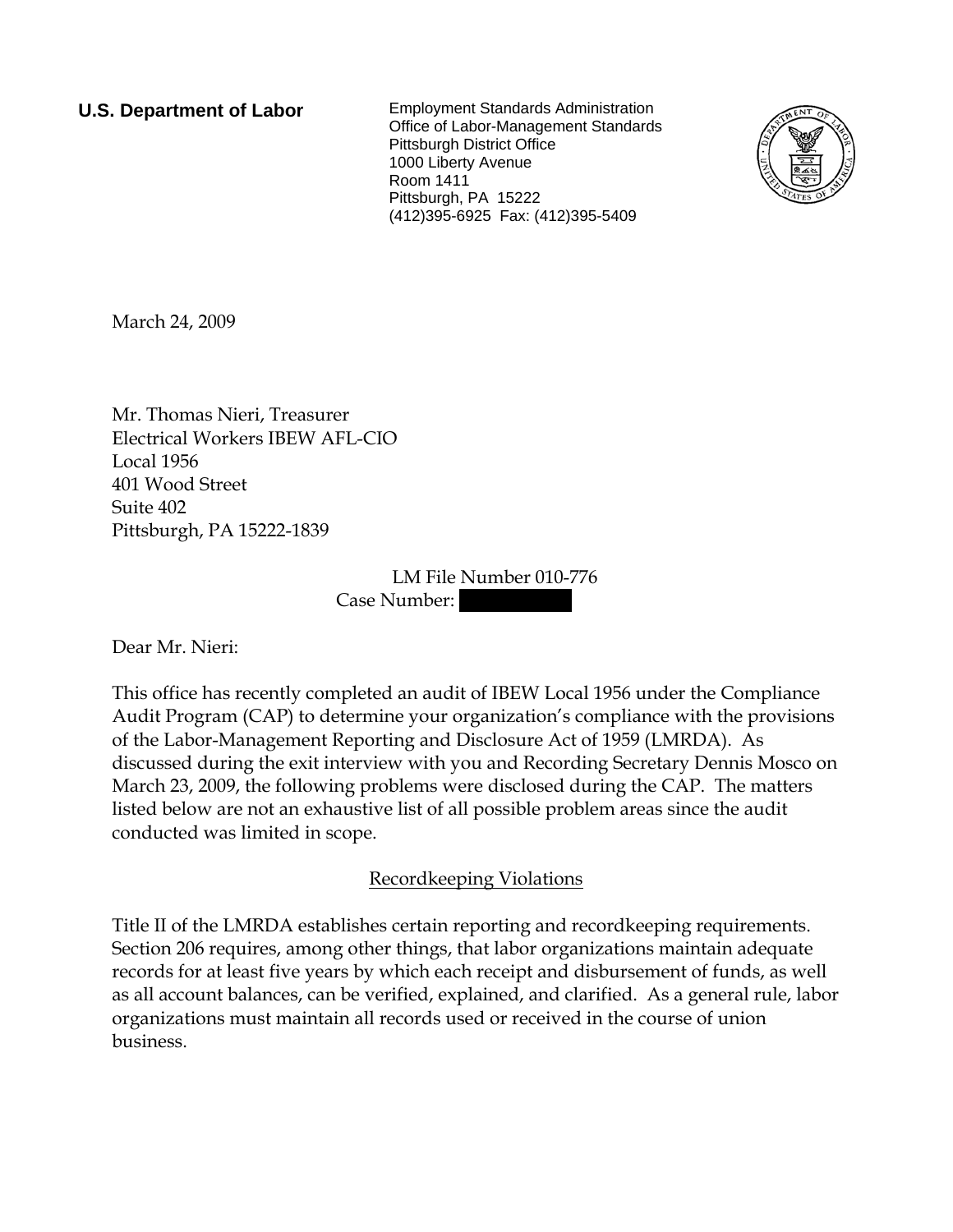**U.S. Department of Labor**

Employment Standards Administration
Office of Labor-Management Standards
Pittsburgh District Office
1000 Liberty Avenue
Room 1411
Pittsburgh, PA 15222
(412)395-6925 Fax: (412)395-5409

March 24, 2009

Mr. Thomas Nieri, Treasurer
Electrical Workers IBEW AFL-CIO
Local 1956
401 Wood Street
Suite 402
Pittsburgh, PA 15222-1839

LM File Number 010-776
Case Number: [REDACTED]

Dear Mr. Nieri:

This office has recently completed an audit of IBEW Local 1956 under the Compliance Audit Program (CAP) to determine your organization's compliance with the provisions of the Labor-Management Reporting and Disclosure Act of 1959 (LMRDA). As discussed during the exit interview with you and Recording Secretary Dennis Mosco on March 23, 2009, the following problems were disclosed during the CAP. The matters listed below are not an exhaustive list of all possible problem areas since the audit conducted was limited in scope.

## Recordkeeping Violations

Title II of the LMRDA establishes certain reporting and recordkeeping requirements. Section 206 requires, among other things, that labor organizations maintain adequate records for at least five years by which each receipt and disbursement of funds, as well as all account balances, can be verified, explained, and clarified. As a general rule, labor organizations must maintain all records used or received in the course of union business.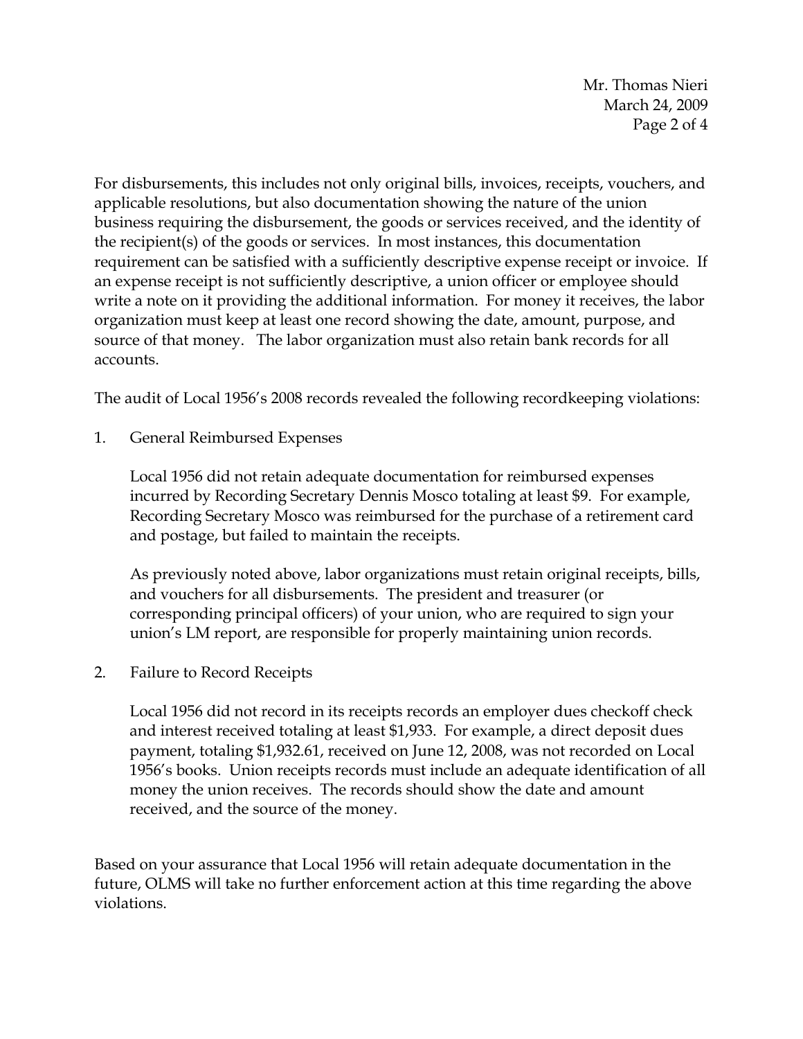For disbursements, this includes not only original bills, invoices, receipts, vouchers, and applicable resolutions, but also documentation showing the nature of the union business requiring the disbursement, the goods or services received, and the identity of the recipient(s) of the goods or services. In most instances, this documentation requirement can be satisfied with a sufficiently descriptive expense receipt or invoice. If an expense receipt is not sufficiently descriptive, a union officer or employee should write a note on it providing the additional information. For money it receives, the labor organization must keep at least one record showing the date, amount, purpose, and source of that money. The labor organization must also retain bank records for all accounts.

The audit of Local 1956's 2008 records revealed the following recordkeeping violations:

1. General Reimbursed Expenses

   Local 1956 did not retain adequate documentation for reimbursed expenses incurred by Recording Secretary Dennis Mosco totaling at least $9. For example, Recording Secretary Mosco was reimbursed for the purchase of a retirement card and postage, but failed to maintain the receipts.

   As previously noted above, labor organizations must retain original receipts, bills, and vouchers for all disbursements. The president and treasurer (or corresponding principal officers) of your union, who are required to sign your union's LM report, are responsible for properly maintaining union records.

2. Failure to Record Receipts

   Local 1956 did not record in its receipts records an employer dues checkoff check and interest received totaling at least $1,933. For example, a direct deposit dues payment, totaling $1,932.61, received on June 12, 2008, was not recorded on Local 1956's books. Union receipts records must include an adequate identification of all money the union receives. The records should show the date and amount received, and the source of the money.

Based on your assurance that Local 1956 will retain adequate documentation in the future, OLMS will take no further enforcement action at this time regarding the above violations.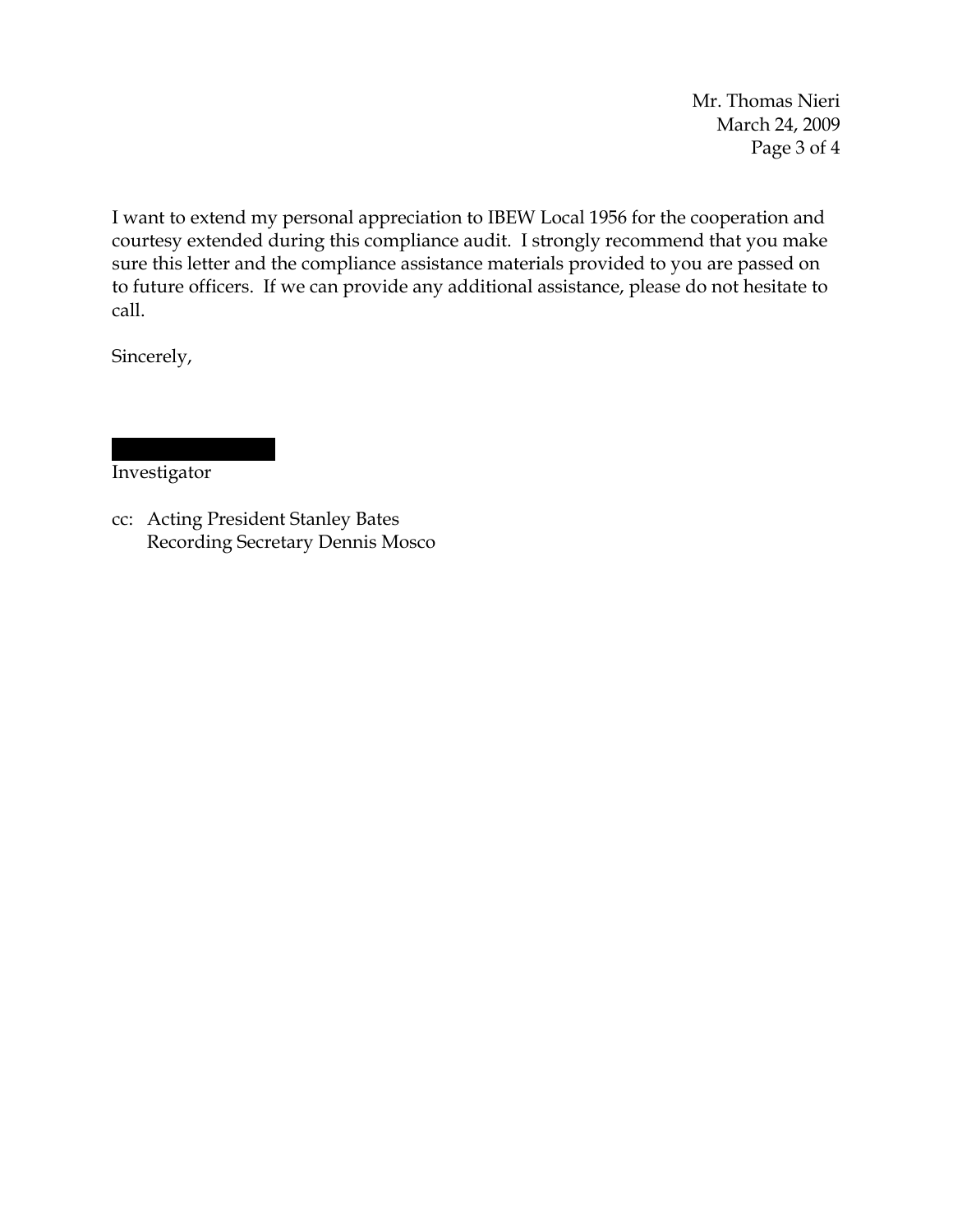I want to extend my personal appreciation to IBEW Local 1956 for the cooperation and courtesy extended during this compliance audit. I strongly recommend that you make sure this letter and the compliance assistance materials provided to you are passed on to future officers. If we can provide any additional assistance, please do not hesitate to call.

Sincerely,

Investigator

cc: Acting President Stanley Bates
Recording Secretary Dennis Mosco